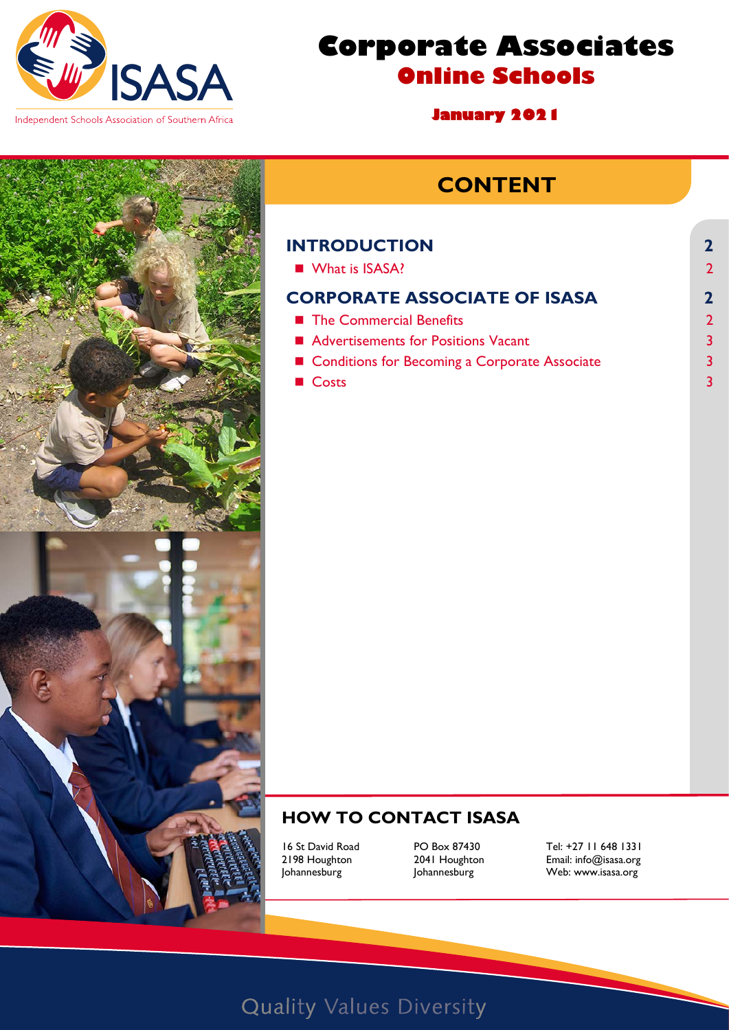ISASA

Independent Schools Association of Southern Africa

# Corporate Associates
## Online Schools

**January 2021**

## CONTENT

| | |
|---|---|
| **INTRODUCTION** | **2** |
| ■ What is ISASA? | 2 |
| **CORPORATE ASSOCIATE OF ISASA** | **2** |
| ■ The Commercial Benefits | 2 |
| ■ Advertisements for Positions Vacant | 3 |
| ■ Conditions for Becoming a Corporate Associate | 3 |
| ■ Costs | 3 |

## HOW TO CONTACT ISASA

16 St David Road
2198 Houghton
Johannesburg

PO Box 87430
2041 Houghton
Johannesburg

Tel: +27 11 648 1331
Email: info@isasa.org
Web: www.isasa.org

Quality Values Diversity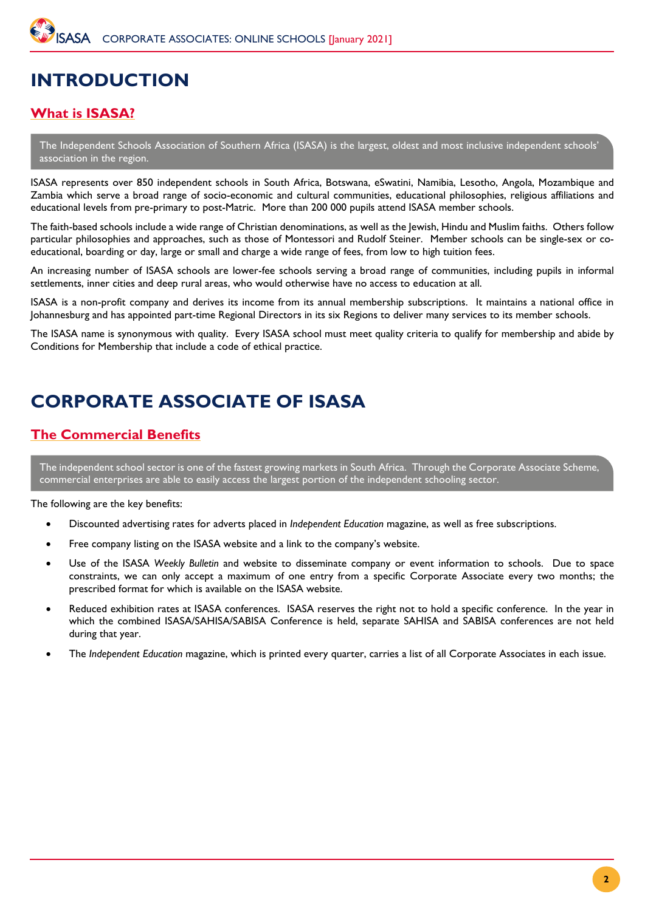# INTRODUCTION

## What is ISASA?

The Independent Schools Association of Southern Africa (ISASA) is the largest, oldest and most inclusive independent schools' association in the region.

ISASA represents over 850 independent schools in South Africa, Botswana, eSwatini, Namibia, Lesotho, Angola, Mozambique and Zambia which serve a broad range of socio-economic and cultural communities, educational philosophies, religious affiliations and educational levels from pre-primary to post-Matric. More than 200 000 pupils attend ISASA member schools.

The faith-based schools include a wide range of Christian denominations, as well as the Jewish, Hindu and Muslim faiths. Others follow particular philosophies and approaches, such as those of Montessori and Rudolf Steiner. Member schools can be single-sex or co-educational, boarding or day, large or small and charge a wide range of fees, from low to high tuition fees.

An increasing number of ISASA schools are lower-fee schools serving a broad range of communities, including pupils in informal settlements, inner cities and deep rural areas, who would otherwise have no access to education at all.

ISASA is a non-profit company and derives its income from its annual membership subscriptions. It maintains a national office in Johannesburg and has appointed part-time Regional Directors in its six Regions to deliver many services to its member schools.

The ISASA name is synonymous with quality. Every ISASA school must meet quality criteria to qualify for membership and abide by Conditions for Membership that include a code of ethical practice.

# CORPORATE ASSOCIATE OF ISASA

## The Commercial Benefits

The independent school sector is one of the fastest growing markets in South Africa. Through the Corporate Associate Scheme, commercial enterprises are able to easily access the largest portion of the independent schooling sector.

The following are the key benefits:

- Discounted advertising rates for adverts placed in *Independent Education* magazine, as well as free subscriptions.
- Free company listing on the ISASA website and a link to the company's website.
- Use of the ISASA *Weekly Bulletin* and website to disseminate company or event information to schools. Due to space constraints, we can only accept a maximum of one entry from a specific Corporate Associate every two months; the prescribed format for which is available on the ISASA website.
- Reduced exhibition rates at ISASA conferences. ISASA reserves the right not to hold a specific conference. In the year in which the combined ISASA/SAHISA/SABISA Conference is held, separate SAHISA and SABISA conferences are not held during that year.
- The *Independent Education* magazine, which is printed every quarter, carries a list of all Corporate Associates in each issue.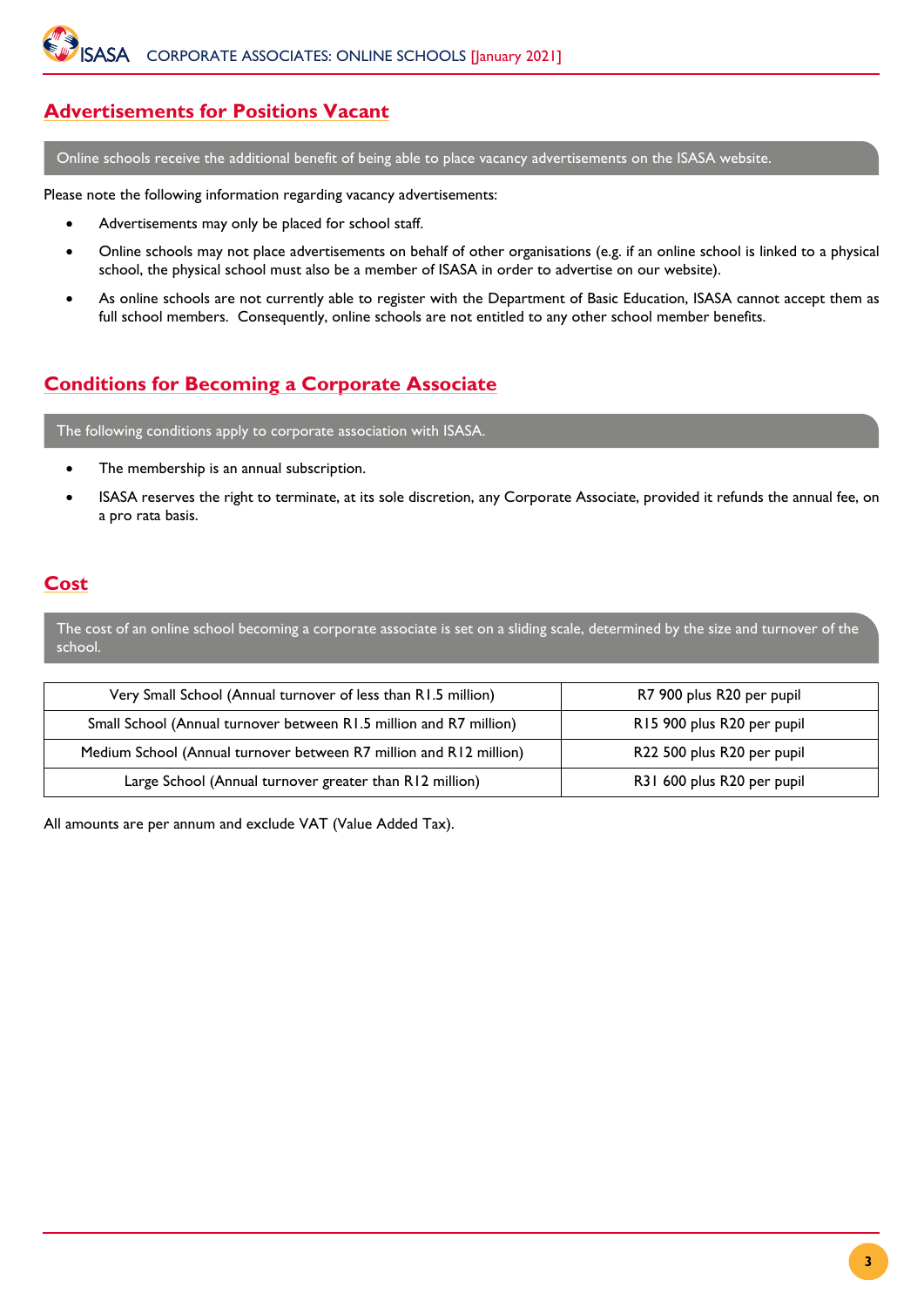## Advertisements for Positions Vacant

Online schools receive the additional benefit of being able to place vacancy advertisements on the ISASA website.

Please note the following information regarding vacancy advertisements:

- Advertisements may only be placed for school staff.
- Online schools may not place advertisements on behalf of other organisations (e.g. if an online school is linked to a physical school, the physical school must also be a member of ISASA in order to advertise on our website).
- As online schools are not currently able to register with the Department of Basic Education, ISASA cannot accept them as full school members. Consequently, online schools are not entitled to any other school member benefits.

## Conditions for Becoming a Corporate Associate

The following conditions apply to corporate association with ISASA.

- The membership is an annual subscription.
- ISASA reserves the right to terminate, at its sole discretion, any Corporate Associate, provided it refunds the annual fee, on a pro rata basis.

## Cost

The cost of an online school becoming a corporate associate is set on a sliding scale, determined by the size and turnover of the school.

| | |
|---|---|
| Very Small School (Annual turnover of less than R1.5 million) | R7 900 plus R20 per pupil |
| Small School (Annual turnover between R1.5 million and R7 million) | R15 900 plus R20 per pupil |
| Medium School (Annual turnover between R7 million and R12 million) | R22 500 plus R20 per pupil |
| Large School (Annual turnover greater than R12 million) | R31 600 plus R20 per pupil |

All amounts are per annum and exclude VAT (Value Added Tax).